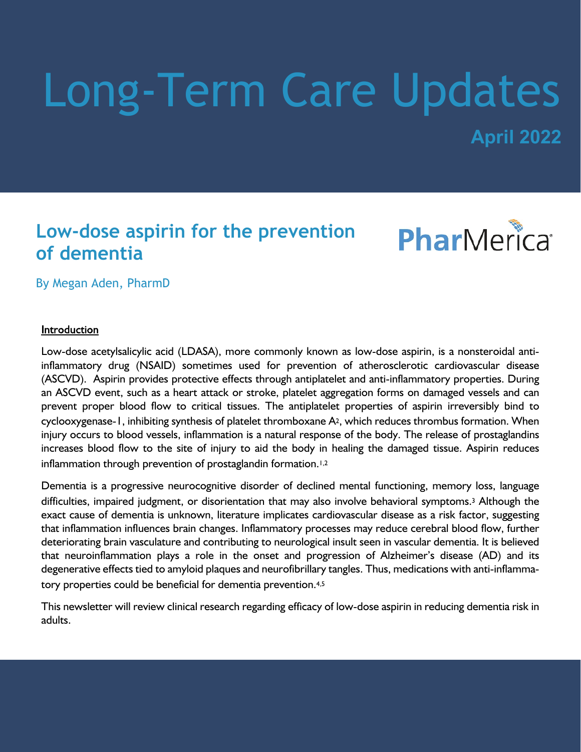# Long-Term Care Updates

**April 2022**

## Low-dose aspirin for the prevention of dementia

PharMerica

By Megan Aden, PharmD

### Introduction

Low-dose acetylsalicylic acid (LDASA), more commonly known as low-dose aspirin, is a nonsteroidal anti-inflammatory drug (NSAID) sometimes used for prevention of atherosclerotic cardiovascular disease (ASCVD). Aspirin provides protective effects through antiplatelet and anti-inflammatory properties. During an ASCVD event, such as a heart attack or stroke, platelet aggregation forms on damaged vessels and can prevent proper blood flow to critical tissues. The antiplatelet properties of aspirin irreversibly bind to cyclooxygenase-1, inhibiting synthesis of platelet thromboxane $A_2$, which reduces thrombus formation. When injury occurs to blood vessels, inflammation is a natural response of the body. The release of prostaglandins increases blood flow to the site of injury to aid the body in healing the damaged tissue. Aspirin reduces inflammation through prevention of prostaglandin formation.[1,2]

Dementia is a progressive neurocognitive disorder of declined mental functioning, memory loss, language difficulties, impaired judgment, or disorientation that may also involve behavioral symptoms.[3] Although the exact cause of dementia is unknown, literature implicates cardiovascular disease as a risk factor, suggesting that inflammation influences brain changes. Inflammatory processes may reduce cerebral blood flow, further deteriorating brain vasculature and contributing to neurological insult seen in vascular dementia. It is believed that neuroinflammation plays a role in the onset and progression of Alzheimer's disease (AD) and its degenerative effects tied to amyloid plaques and neurofibrillary tangles. Thus, medications with anti-inflammatory properties could be beneficial for dementia prevention.[4,5]

This newsletter will review clinical research regarding efficacy of low-dose aspirin in reducing dementia risk in adults.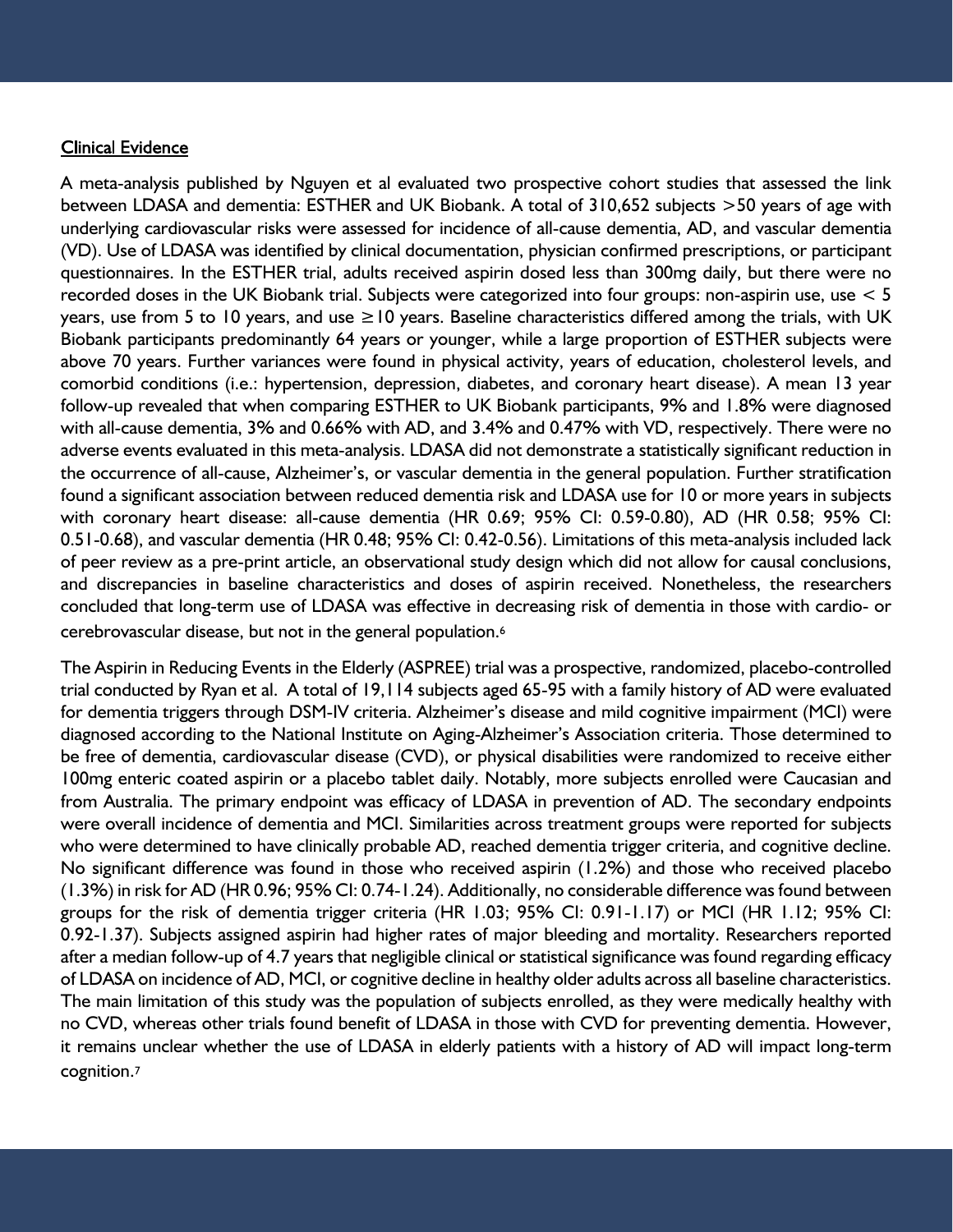<u>Clinical Evidence</u>

A meta-analysis published by Nguyen et al evaluated two prospective cohort studies that assessed the link between LDASA and dementia: ESTHER and UK Biobank. A total of 310,652 subjects >50 years of age with underlying cardiovascular risks were assessed for incidence of all-cause dementia, AD, and vascular dementia (VD). Use of LDASA was identified by clinical documentation, physician confirmed prescriptions, or participant questionnaires. In the ESTHER trial, adults received aspirin dosed less than 300mg daily, but there were no recorded doses in the UK Biobank trial. Subjects were categorized into four groups: non-aspirin use, use < 5 years, use from 5 to 10 years, and use ≥10 years. Baseline characteristics differed among the trials, with UK Biobank participants predominantly 64 years or younger, while a large proportion of ESTHER subjects were above 70 years. Further variances were found in physical activity, years of education, cholesterol levels, and comorbid conditions (i.e.: hypertension, depression, diabetes, and coronary heart disease). A mean 13 year follow-up revealed that when comparing ESTHER to UK Biobank participants, 9% and 1.8% were diagnosed with all-cause dementia, 3% and 0.66% with AD, and 3.4% and 0.47% with VD, respectively. There were no adverse events evaluated in this meta-analysis. LDASA did not demonstrate a statistically significant reduction in the occurrence of all-cause, Alzheimer's, or vascular dementia in the general population. Further stratification found a significant association between reduced dementia risk and LDASA use for 10 or more years in subjects with coronary heart disease: all-cause dementia (HR 0.69; 95% CI: 0.59-0.80), AD (HR 0.58; 95% CI: 0.51-0.68), and vascular dementia (HR 0.48; 95% CI: 0.42-0.56). Limitations of this meta-analysis included lack of peer review as a pre-print article, an observational study design which did not allow for causal conclusions, and discrepancies in baseline characteristics and doses of aspirin received. Nonetheless, the researchers concluded that long-term use of LDASA was effective in decreasing risk of dementia in those with cardio- or cerebrovascular disease, but not in the general population.[6]

The Aspirin in Reducing Events in the Elderly (ASPREE) trial was a prospective, randomized, placebo-controlled trial conducted by Ryan et al. A total of 19,114 subjects aged 65-95 with a family history of AD were evaluated for dementia triggers through DSM-IV criteria. Alzheimer's disease and mild cognitive impairment (MCI) were diagnosed according to the National Institute on Aging-Alzheimer's Association criteria. Those determined to be free of dementia, cardiovascular disease (CVD), or physical disabilities were randomized to receive either 100mg enteric coated aspirin or a placebo tablet daily. Notably, more subjects enrolled were Caucasian and from Australia. The primary endpoint was efficacy of LDASA in prevention of AD. The secondary endpoints were overall incidence of dementia and MCI. Similarities across treatment groups were reported for subjects who were determined to have clinically probable AD, reached dementia trigger criteria, and cognitive decline. No significant difference was found in those who received aspirin (1.2%) and those who received placebo (1.3%) in risk for AD (HR 0.96; 95% CI: 0.74-1.24). Additionally, no considerable difference was found between groups for the risk of dementia trigger criteria (HR 1.03; 95% CI: 0.91-1.17) or MCI (HR 1.12; 95% CI: 0.92-1.37). Subjects assigned aspirin had higher rates of major bleeding and mortality. Researchers reported after a median follow-up of 4.7 years that negligible clinical or statistical significance was found regarding efficacy of LDASA on incidence of AD, MCI, or cognitive decline in healthy older adults across all baseline characteristics. The main limitation of this study was the population of subjects enrolled, as they were medically healthy with no CVD, whereas other trials found benefit of LDASA in those with CVD for preventing dementia. However, it remains unclear whether the use of LDASA in elderly patients with a history of AD will impact long-term cognition.[7]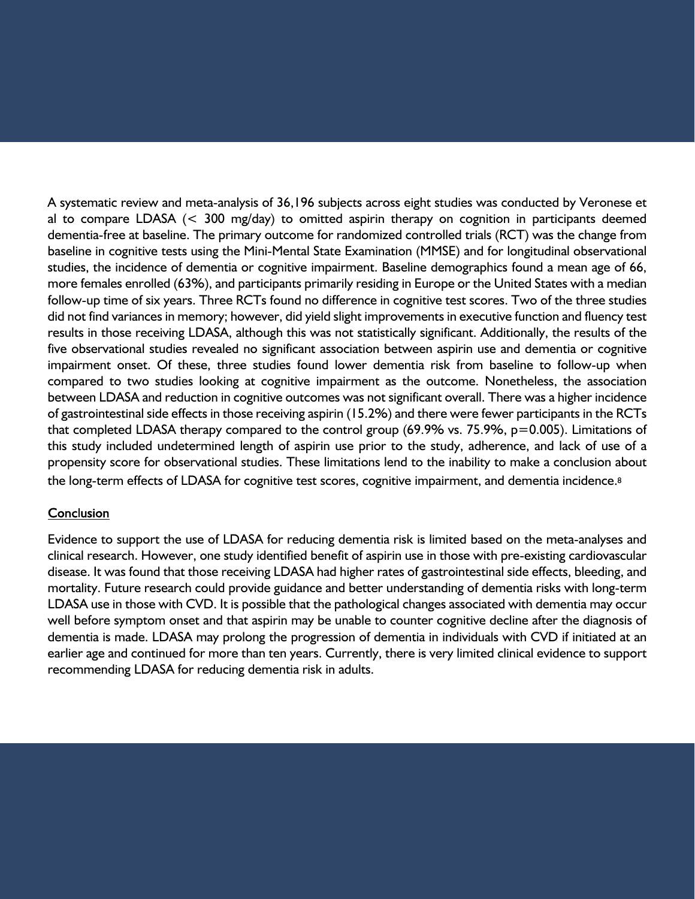A systematic review and meta-analysis of 36,196 subjects across eight studies was conducted by Veronese et al to compare LDASA (< 300 mg/day) to omitted aspirin therapy on cognition in participants deemed dementia-free at baseline. The primary outcome for randomized controlled trials (RCT) was the change from baseline in cognitive tests using the Mini-Mental State Examination (MMSE) and for longitudinal observational studies, the incidence of dementia or cognitive impairment. Baseline demographics found a mean age of 66, more females enrolled (63%), and participants primarily residing in Europe or the United States with a median follow-up time of six years. Three RCTs found no difference in cognitive test scores. Two of the three studies did not find variances in memory; however, did yield slight improvements in executive function and fluency test results in those receiving LDASA, although this was not statistically significant. Additionally, the results of the five observational studies revealed no significant association between aspirin use and dementia or cognitive impairment onset. Of these, three studies found lower dementia risk from baseline to follow-up when compared to two studies looking at cognitive impairment as the outcome. Nonetheless, the association between LDASA and reduction in cognitive outcomes was not significant overall. There was a higher incidence of gastrointestinal side effects in those receiving aspirin (15.2%) and there were fewer participants in the RCTs that completed LDASA therapy compared to the control group (69.9% vs. 75.9%, $p=0.005$). Limitations of this study included undetermined length of aspirin use prior to the study, adherence, and lack of use of a propensity score for observational studies. These limitations lend to the inability to make a conclusion about the long-term effects of LDASA for cognitive test scores, cognitive impairment, and dementia incidence.[8]

## Conclusion

Evidence to support the use of LDASA for reducing dementia risk is limited based on the meta-analyses and clinical research. However, one study identified benefit of aspirin use in those with pre-existing cardiovascular disease. It was found that those receiving LDASA had higher rates of gastrointestinal side effects, bleeding, and mortality. Future research could provide guidance and better understanding of dementia risks with long-term LDASA use in those with CVD. It is possible that the pathological changes associated with dementia may occur well before symptom onset and that aspirin may be unable to counter cognitive decline after the diagnosis of dementia is made. LDASA may prolong the progression of dementia in individuals with CVD if initiated at an earlier age and continued for more than ten years. Currently, there is very limited clinical evidence to support recommending LDASA for reducing dementia risk in adults.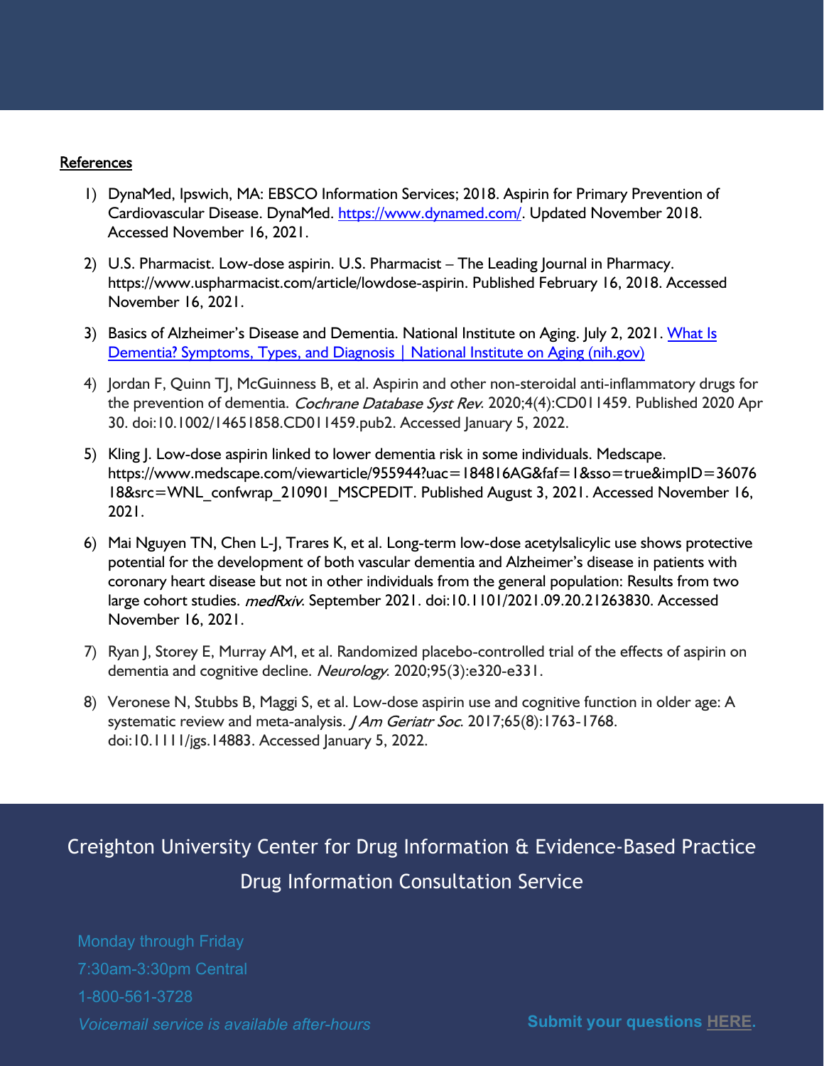## References

1) DynaMed, Ipswich, MA: EBSCO Information Services; 2018. Aspirin for Primary Prevention of Cardiovascular Disease. DynaMed. [https://www.dynamed.com/](https://www.dynamed.com/). Updated November 2018. Accessed November 16, 2021.

2) U.S. Pharmacist. Low-dose aspirin. U.S. Pharmacist – The Leading Journal in Pharmacy. https://www.uspharmacist.com/article/lowdose-aspirin. Published February 16, 2018. Accessed November 16, 2021.

3) Basics of Alzheimer's Disease and Dementia. National Institute on Aging. July 2, 2021. What Is Dementia? Symptoms, Types, and Diagnosis | National Institute on Aging (nih.gov)

4) Jordan F, Quinn TJ, McGuinness B, et al. Aspirin and other non-steroidal anti-inflammatory drugs for the prevention of dementia. *Cochrane Database Syst Rev*. 2020;4(4):CD011459. Published 2020 Apr 30. doi:10.1002/14651858.CD011459.pub2. Accessed January 5, 2022.

5) Kling J. Low-dose aspirin linked to lower dementia risk in some individuals. Medscape. https://www.medscape.com/viewarticle/955944?uac=184816AG&faf=1&sso=true&impID=3607618&src=WNL_confwrap_210901_MSCPEDIT. Published August 3, 2021. Accessed November 16, 2021.

6) Mai Nguyen TN, Chen L-J, Trares K, et al. Long-term low-dose acetylsalicylic use shows protective potential for the development of both vascular dementia and Alzheimer's disease in patients with coronary heart disease but not in other individuals from the general population: Results from two large cohort studies. *medRxiv*. September 2021. doi:10.1101/2021.09.20.21263830. Accessed November 16, 2021.

7) Ryan J, Storey E, Murray AM, et al. Randomized placebo-controlled trial of the effects of aspirin on dementia and cognitive decline. *Neurology*. 2020;95(3):e320-e331.

8) Veronese N, Stubbs B, Maggi S, et al. Low-dose aspirin use and cognitive function in older age: A systematic review and meta-analysis. *J Am Geriatr Soc*. 2017;65(8):1763-1768. doi:10.1111/jgs.14883. Accessed January 5, 2022.

Creighton University Center for Drug Information & Evidence-Based Practice
Drug Information Consultation Service

Monday through Friday
7:30am-3:30pm Central
1-800-561-3728
*Voicemail service is available after-hours*

**Submit your questions HERE.**